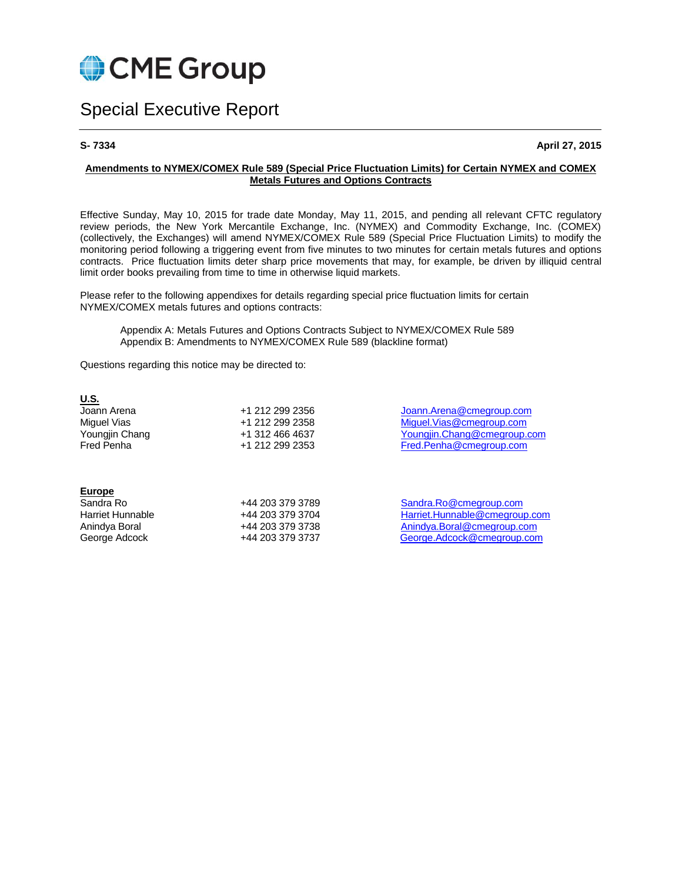CME Group

# Special Executive Report

**S- 7334** **April 27, 2015**

## Amendments to NYMEX/COMEX Rule 589 (Special Price Fluctuation Limits) for Certain NYMEX and COMEX Metals Futures and Options Contracts

Effective Sunday, May 10, 2015 for trade date Monday, May 11, 2015, and pending all relevant CFTC regulatory review periods, the New York Mercantile Exchange, Inc. (NYMEX) and Commodity Exchange, Inc. (COMEX) (collectively, the Exchanges) will amend NYMEX/COMEX Rule 589 (Special Price Fluctuation Limits) to modify the monitoring period following a triggering event from five minutes to two minutes for certain metals futures and options contracts. Price fluctuation limits deter sharp price movements that may, for example, be driven by illiquid central limit order books prevailing from time to time in otherwise liquid markets.

Please refer to the following appendixes for details regarding special price fluctuation limits for certain NYMEX/COMEX metals futures and options contracts:

Appendix A: Metals Futures and Options Contracts Subject to NYMEX/COMEX Rule 589
Appendix B: Amendments to NYMEX/COMEX Rule 589 (blackline format)

Questions regarding this notice may be directed to:

**U.S.**

| | | |
|---|---|---|
| Joann Arena | +1 212 299 2356 | Joann.Arena@cmegroup.com |
| Miguel Vias | +1 212 299 2358 | Miguel.Vias@cmegroup.com |
| Youngjin Chang | +1 312 466 4637 | Youngjin.Chang@cmegroup.com |
| Fred Penha | +1 212 299 2353 | Fred.Penha@cmegroup.com |

**Europe**

| | | |
|---|---|---|
| Sandra Ro | +44 203 379 3789 | Sandra.Ro@cmegroup.com |
| Harriet Hunnable | +44 203 379 3704 | Harriet.Hunnable@cmegroup.com |
| Anindya Boral | +44 203 379 3738 | Anindya.Boral@cmegroup.com |
| George Adcock | +44 203 379 3737 | George.Adcock@cmegroup.com |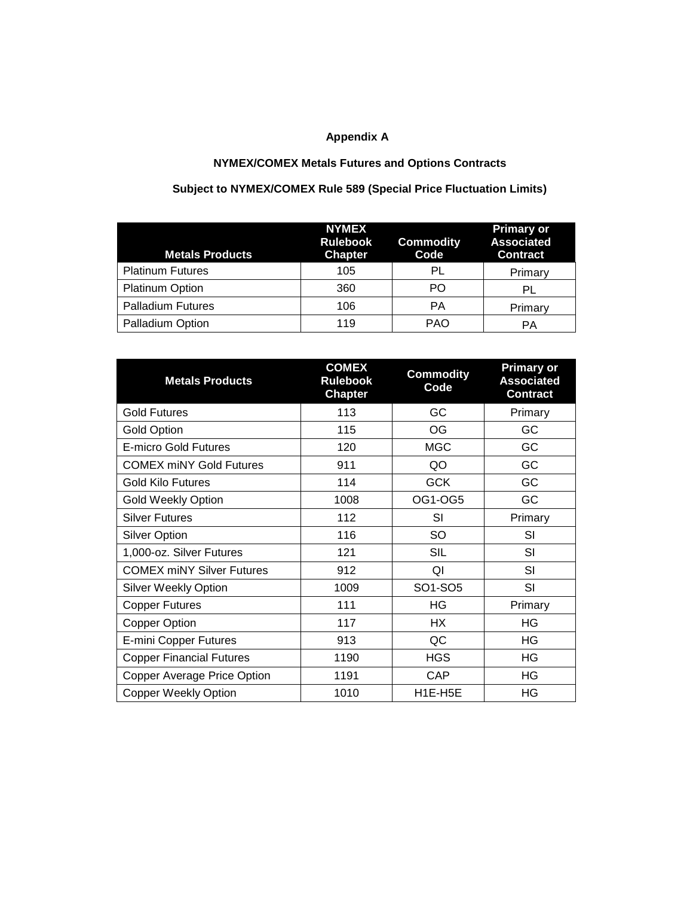**Appendix A**

**NYMEX/COMEX Metals Futures and Options Contracts**

**Subject to NYMEX/COMEX Rule 589 (Special Price Fluctuation Limits)**

| Metals Products | NYMEX Rulebook Chapter | Commodity Code | Primary or Associated Contract |
|---|---|---|---|
| Platinum Futures | 105 | PL | Primary |
| Platinum Option | 360 | PO | PL |
| Palladium Futures | 106 | PA | Primary |
| Palladium Option | 119 | PAO | PA |

| Metals Products | COMEX Rulebook Chapter | Commodity Code | Primary or Associated Contract |
|---|---|---|---|
| Gold Futures | 113 | GC | Primary |
| Gold Option | 115 | OG | GC |
| E-micro Gold Futures | 120 | MGC | GC |
| COMEX miNY Gold Futures | 911 | QO | GC |
| Gold Kilo Futures | 114 | GCK | GC |
| Gold Weekly Option | 1008 | OG1-OG5 | GC |
| Silver Futures | 112 | SI | Primary |
| Silver Option | 116 | SO | SI |
| 1,000-oz. Silver Futures | 121 | SIL | SI |
| COMEX miNY Silver Futures | 912 | QI | SI |
| Silver Weekly Option | 1009 | SO1-SO5 | SI |
| Copper Futures | 111 | HG | Primary |
| Copper Option | 117 | HX | HG |
| E-mini Copper Futures | 913 | QC | HG |
| Copper Financial Futures | 1190 | HGS | HG |
| Copper Average Price Option | 1191 | CAP | HG |
| Copper Weekly Option | 1010 | H1E-H5E | HG |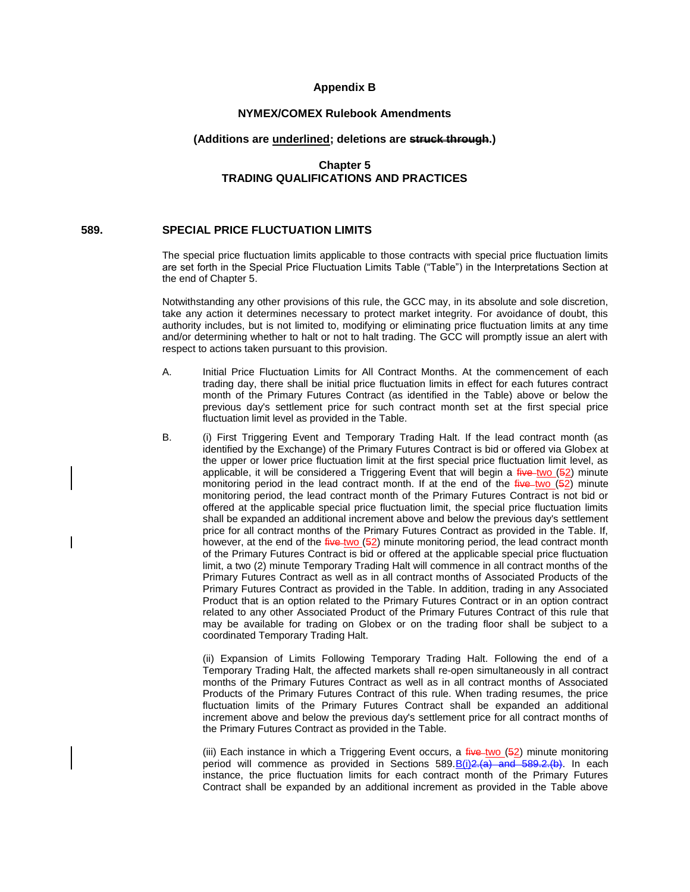**Appendix B**

**NYMEX/COMEX Rulebook Amendments**

**(Additions are <u>underlined</u>; deletions are ~~struck through~~.)**

**Chapter 5**
**TRADING QUALIFICATIONS AND PRACTICES**

## 589. SPECIAL PRICE FLUCTUATION LIMITS

The special price fluctuation limits applicable to those contracts with special price fluctuation limits are set forth in the Special Price Fluctuation Limits Table ("Table") in the Interpretations Section at the end of Chapter 5.

Notwithstanding any other provisions of this rule, the GCC may, in its absolute and sole discretion, take any action it determines necessary to protect market integrity. For avoidance of doubt, this authority includes, but is not limited to, modifying or eliminating price fluctuation limits at any time and/or determining whether to halt or not to halt trading. The GCC will promptly issue an alert with respect to actions taken pursuant to this provision.

A. Initial Price Fluctuation Limits for All Contract Months. At the commencement of each trading day, there shall be initial price fluctuation limits in effect for each futures contract month of the Primary Futures Contract (as identified in the Table) above or below the previous day's settlement price for such contract month set at the first special price fluctuation limit level as provided in the Table.

B. (i) First Triggering Event and Temporary Trading Halt. If the lead contract month (as identified by the Exchange) of the Primary Futures Contract is bid or offered via Globex at the upper or lower price fluctuation limit at the first special price fluctuation limit level, as applicable, it will be considered a Triggering Event that will begin a ~~five~~ <u>two</u> (~~5~~<u>2</u>) minute monitoring period in the lead contract month. If at the end of the ~~five~~ <u>two</u> (~~5~~<u>2</u>) minute monitoring period, the lead contract month of the Primary Futures Contract is not bid or offered at the applicable special price fluctuation limit, the special price fluctuation limits shall be expanded an additional increment above and below the previous day's settlement price for all contract months of the Primary Futures Contract as provided in the Table. If, however, at the end of the ~~five~~ <u>two</u> (~~5~~<u>2</u>) minute monitoring period, the lead contract month of the Primary Futures Contract is bid or offered at the applicable special price fluctuation limit, a two (2) minute Temporary Trading Halt will commence in all contract months of the Primary Futures Contract as well as in all contract months of Associated Products of the Primary Futures Contract as provided in the Table. In addition, trading in any Associated Product that is an option related to the Primary Futures Contract or in an option contract related to any other Associated Product of the Primary Futures Contract of this rule that may be available for trading on Globex or on the trading floor shall be subject to a coordinated Temporary Trading Halt.

(ii) Expansion of Limits Following Temporary Trading Halt. Following the end of a Temporary Trading Halt, the affected markets shall re-open simultaneously in all contract months of the Primary Futures Contract as well as in all contract months of Associated Products of the Primary Futures Contract of this rule. When trading resumes, the price fluctuation limits of the Primary Futures Contract shall be expanded an additional increment above and below the previous day's settlement price for all contract months of the Primary Futures Contract as provided in the Table.

(iii) Each instance in which a Triggering Event occurs, a ~~five~~ <u>two</u> (~~5~~<u>2</u>) minute monitoring period will commence as provided in Sections 589.<u>B(i)</u>~~2.(a) and 589.2.(b)~~. In each instance, the price fluctuation limits for each contract month of the Primary Futures Contract shall be expanded by an additional increment as provided in the Table above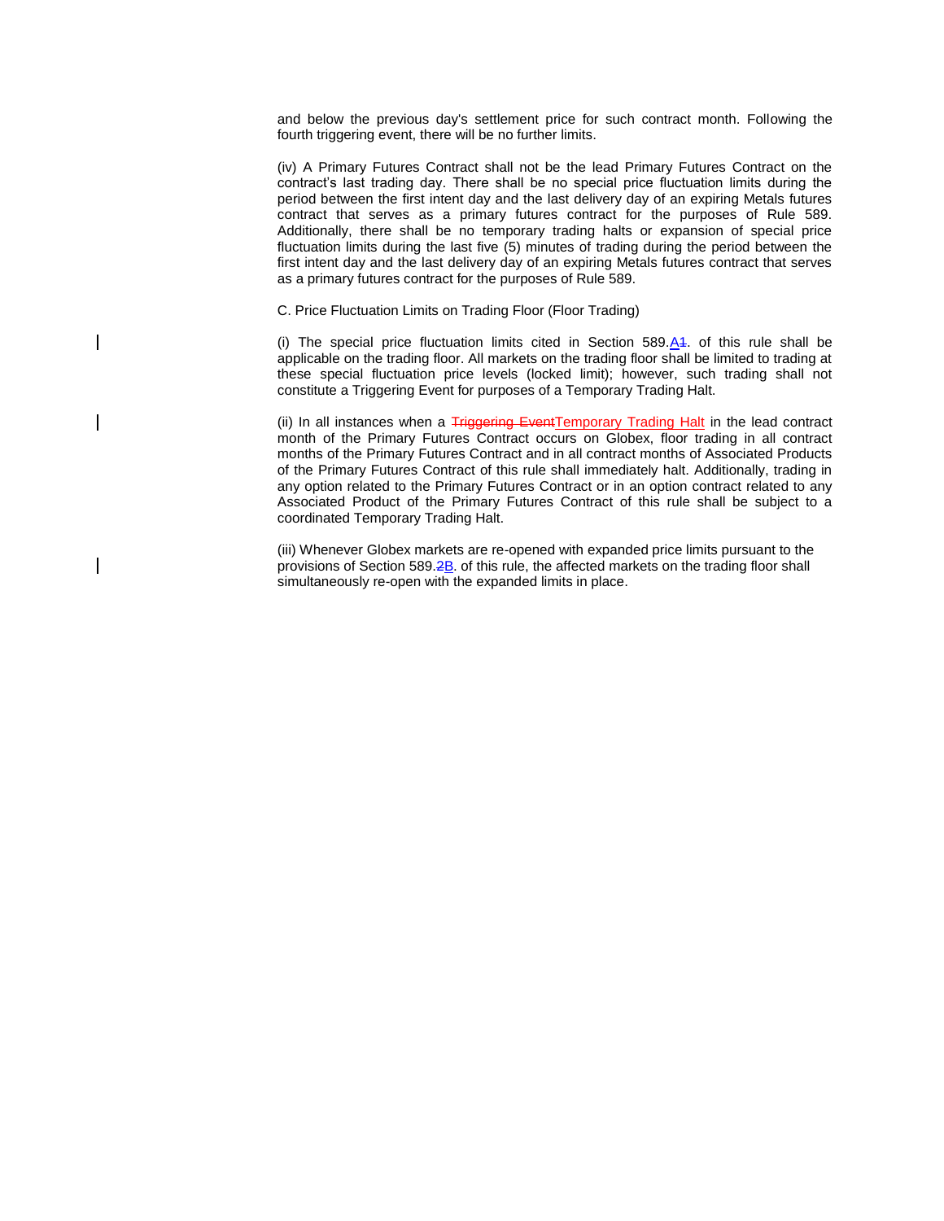and below the previous day's settlement price for such contract month. Following the fourth triggering event, there will be no further limits.

(iv) A Primary Futures Contract shall not be the lead Primary Futures Contract on the contract's last trading day. There shall be no special price fluctuation limits during the period between the first intent day and the last delivery day of an expiring Metals futures contract that serves as a primary futures contract for the purposes of Rule 589. Additionally, there shall be no temporary trading halts or expansion of special price fluctuation limits during the last five (5) minutes of trading during the period between the first intent day and the last delivery day of an expiring Metals futures contract that serves as a primary futures contract for the purposes of Rule 589.

C. Price Fluctuation Limits on Trading Floor (Floor Trading)

(i) The special price fluctuation limits cited in Section 589.A~~1~~. of this rule shall be applicable on the trading floor. All markets on the trading floor shall be limited to trading at these special fluctuation price levels (locked limit); however, such trading shall not constitute a Triggering Event for purposes of a Temporary Trading Halt.

(ii) In all instances when a ~~Triggering Event~~Temporary Trading Halt in the lead contract month of the Primary Futures Contract occurs on Globex, floor trading in all contract months of the Primary Futures Contract and in all contract months of Associated Products of the Primary Futures Contract of this rule shall immediately halt. Additionally, trading in any option related to the Primary Futures Contract or in an option contract related to any Associated Product of the Primary Futures Contract of this rule shall be subject to a coordinated Temporary Trading Halt.

(iii) Whenever Globex markets are re-opened with expanded price limits pursuant to the provisions of Section 589.~~2~~B. of this rule, the affected markets on the trading floor shall simultaneously re-open with the expanded limits in place.